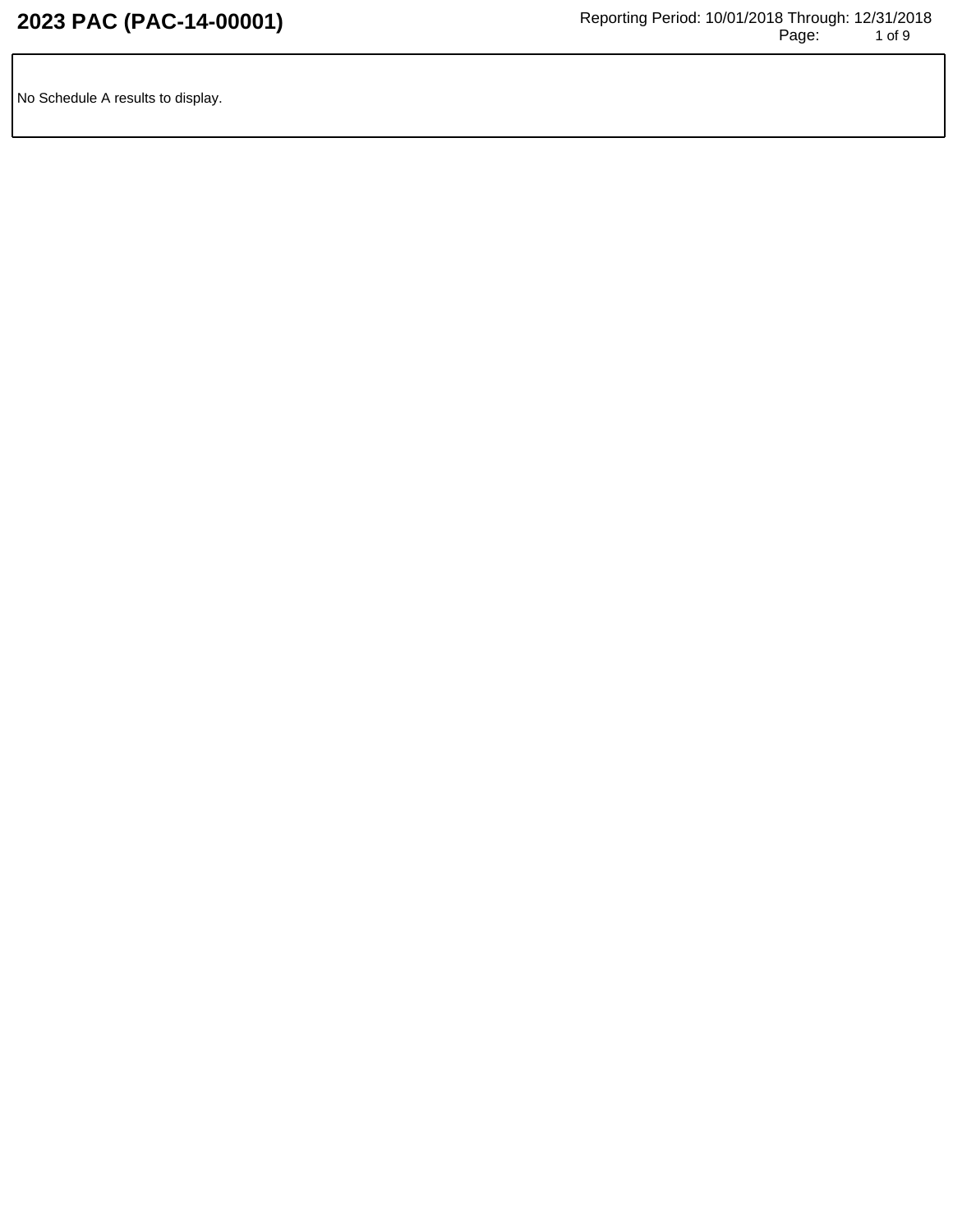# 2023 PAC (PAC-14-00001)

Reporting Period: 10/01/2018 Through: 12/31/2018

No Schedule A results to display.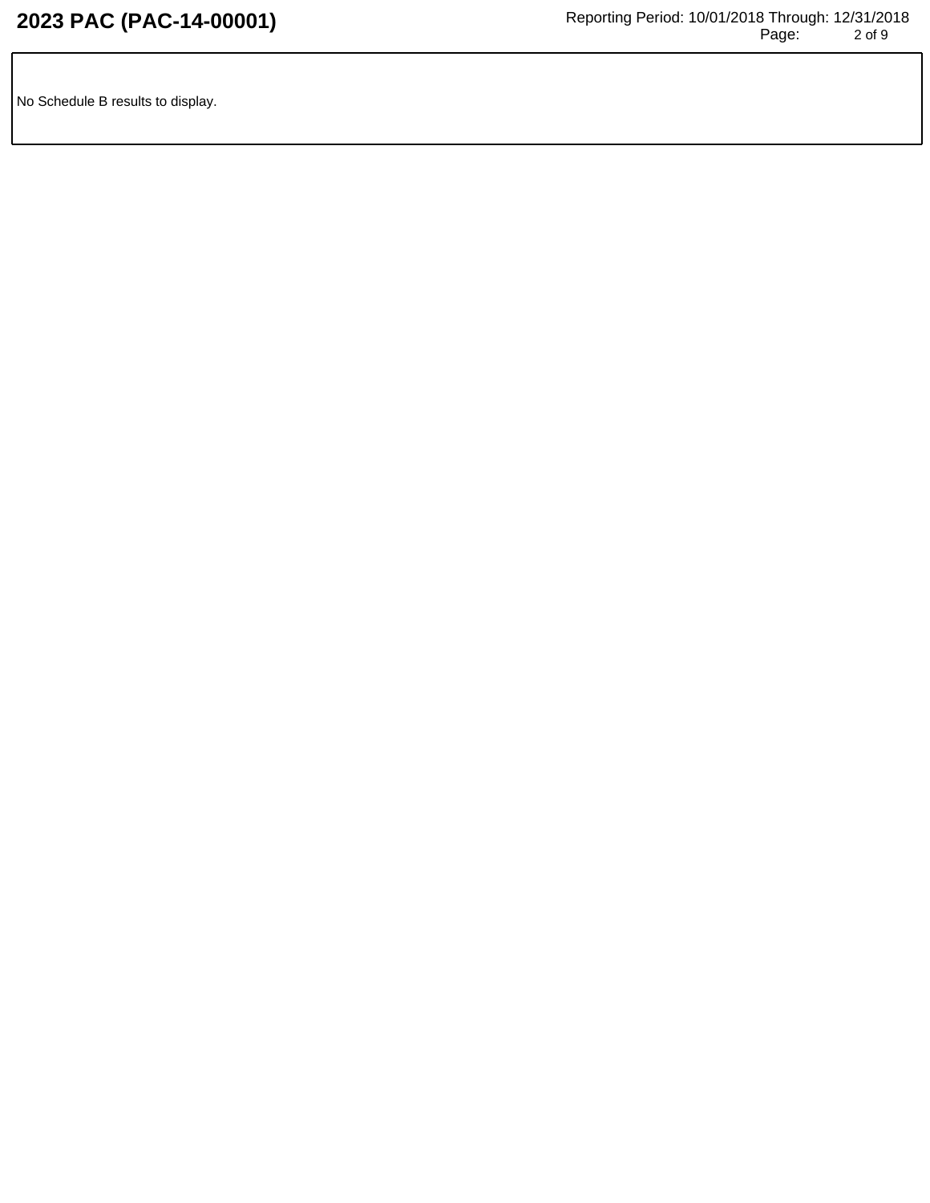No Schedule B results to display.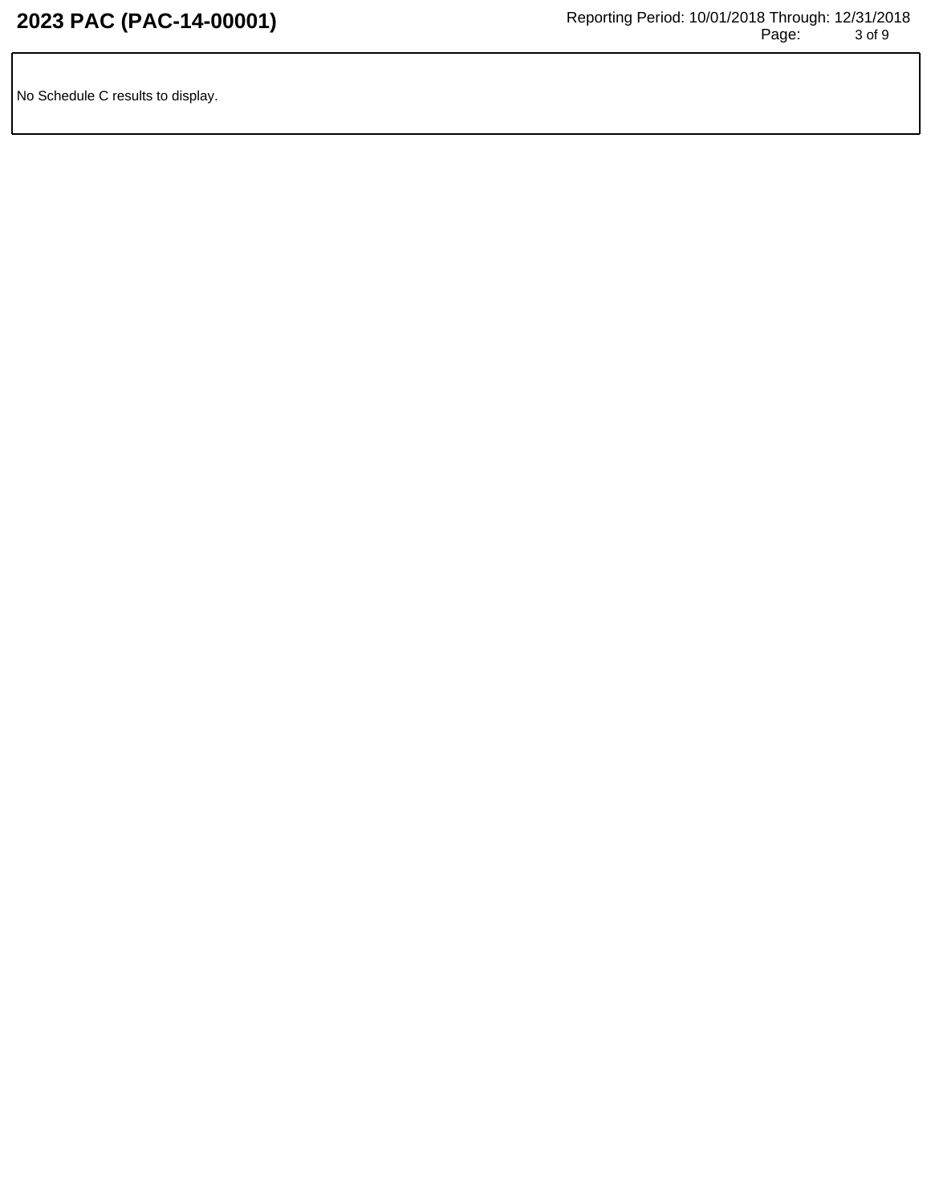No Schedule C results to display.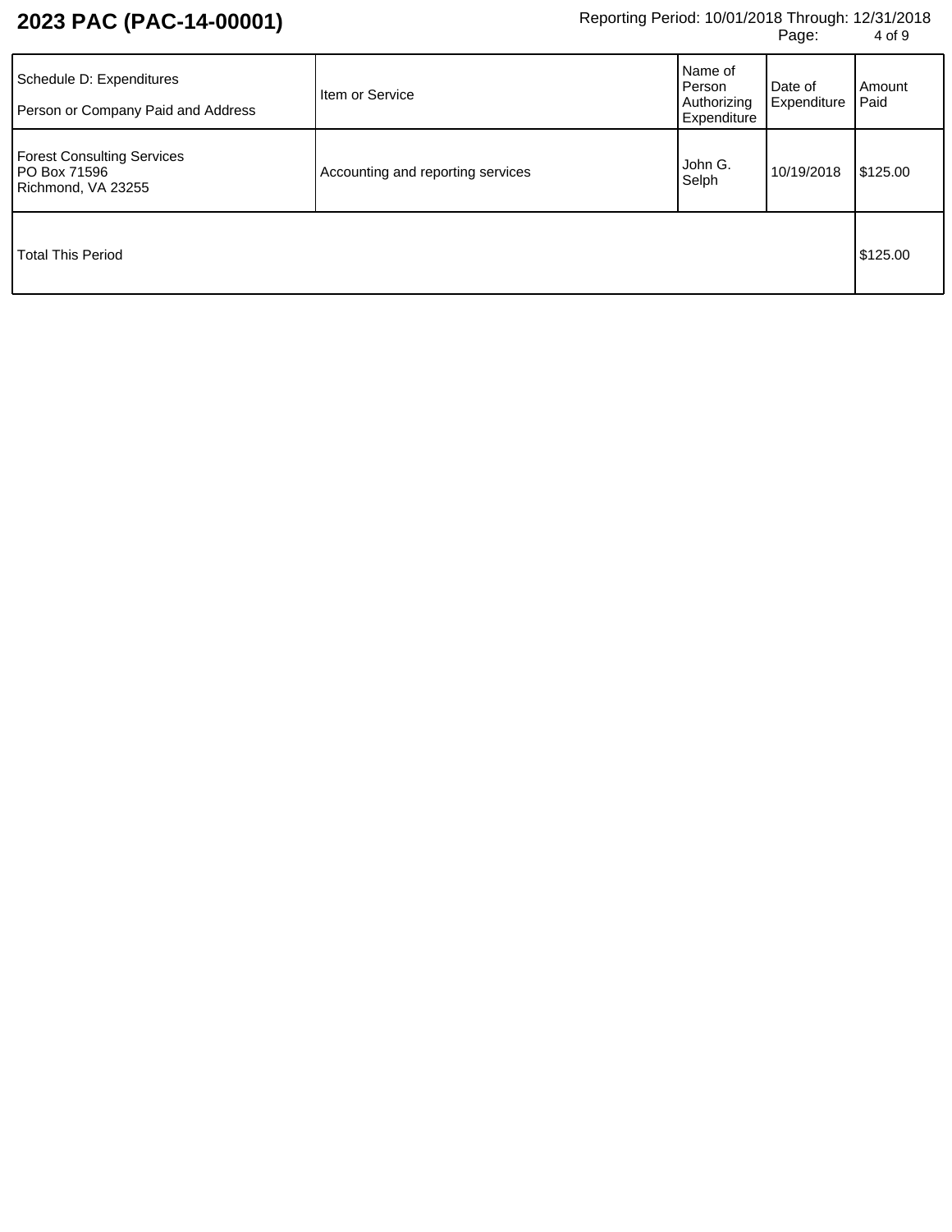# 2023 PAC (PAC-14-00001)

Reporting Period: 10/01/2018 Through: 12/31/2018

| Schedule D: Expenditures<br>Person or Company Paid and Address | Item or Service | Name of Person Authorizing Expenditure | Date of Expenditure | Amount Paid |
|---|---|---|---|---|
| Forest Consulting Services<br>PO Box 71596<br>Richmond, VA 23255 | Accounting and reporting services | John G. Selph | 10/19/2018 | $125.00 |
| Total This Period | | | | $125.00 |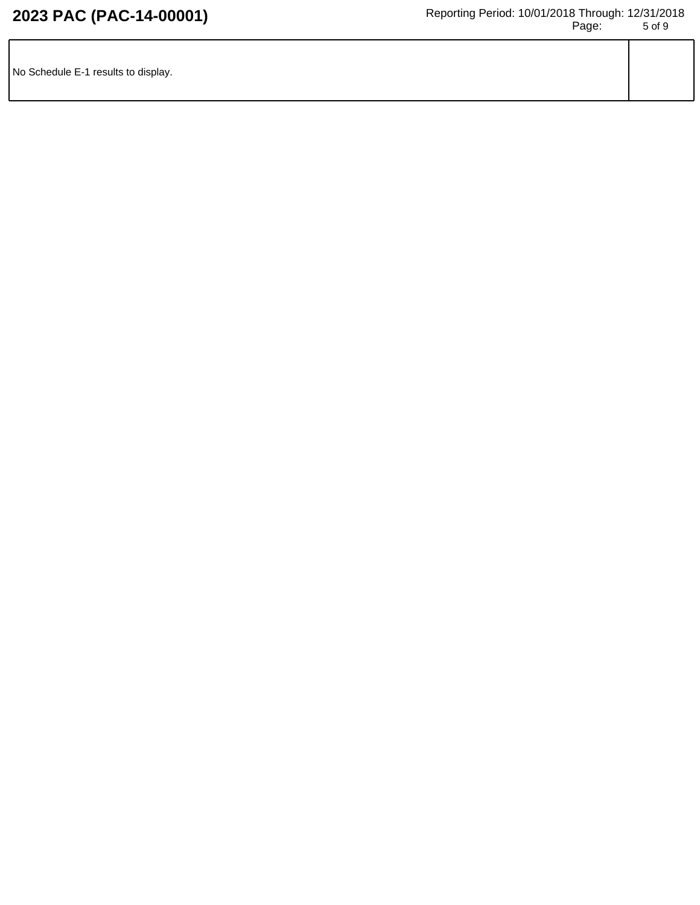| No Schedule E-1 results to display. | |
| --- | --- |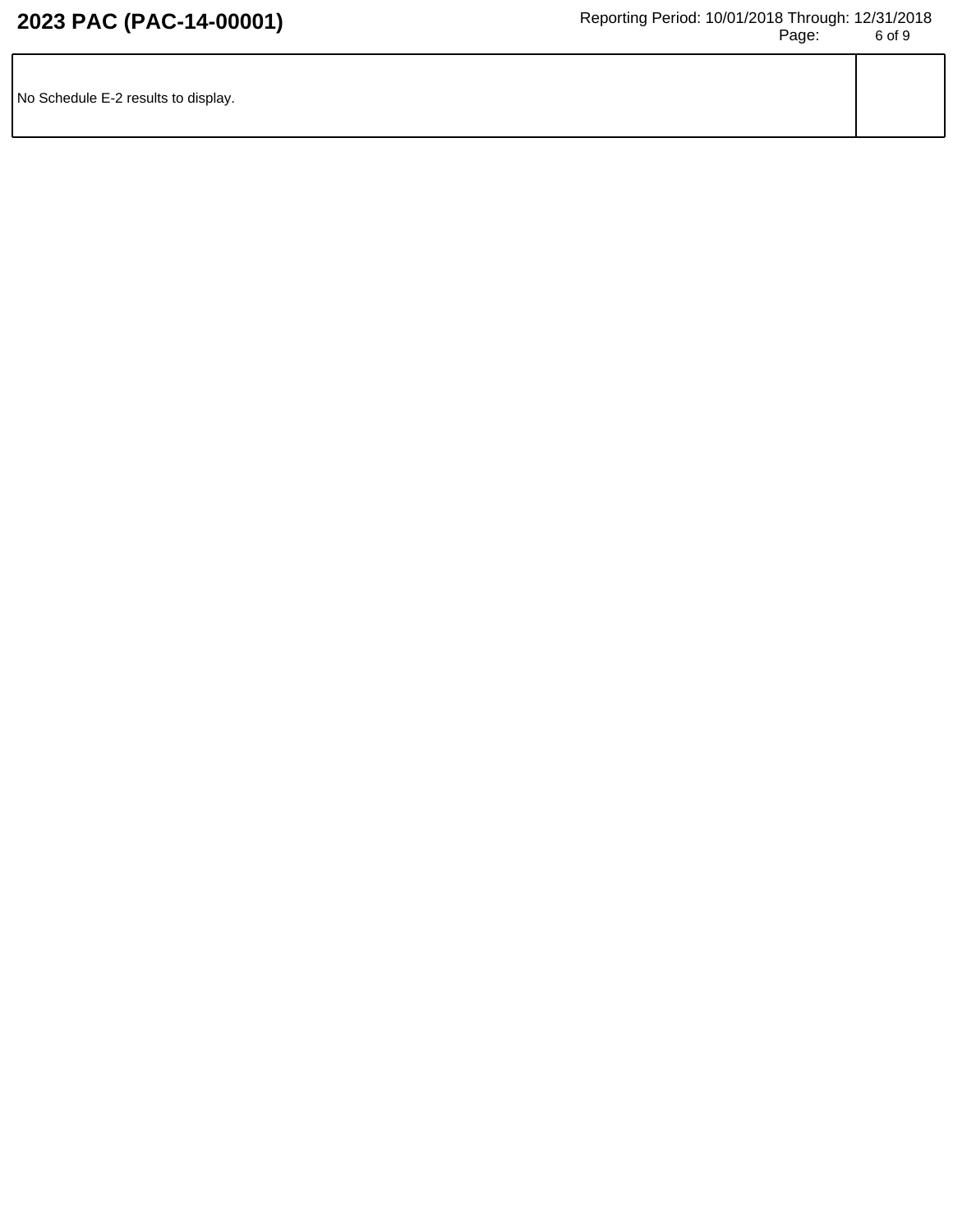| No Schedule E-2 results to display. | |
| --- | --- |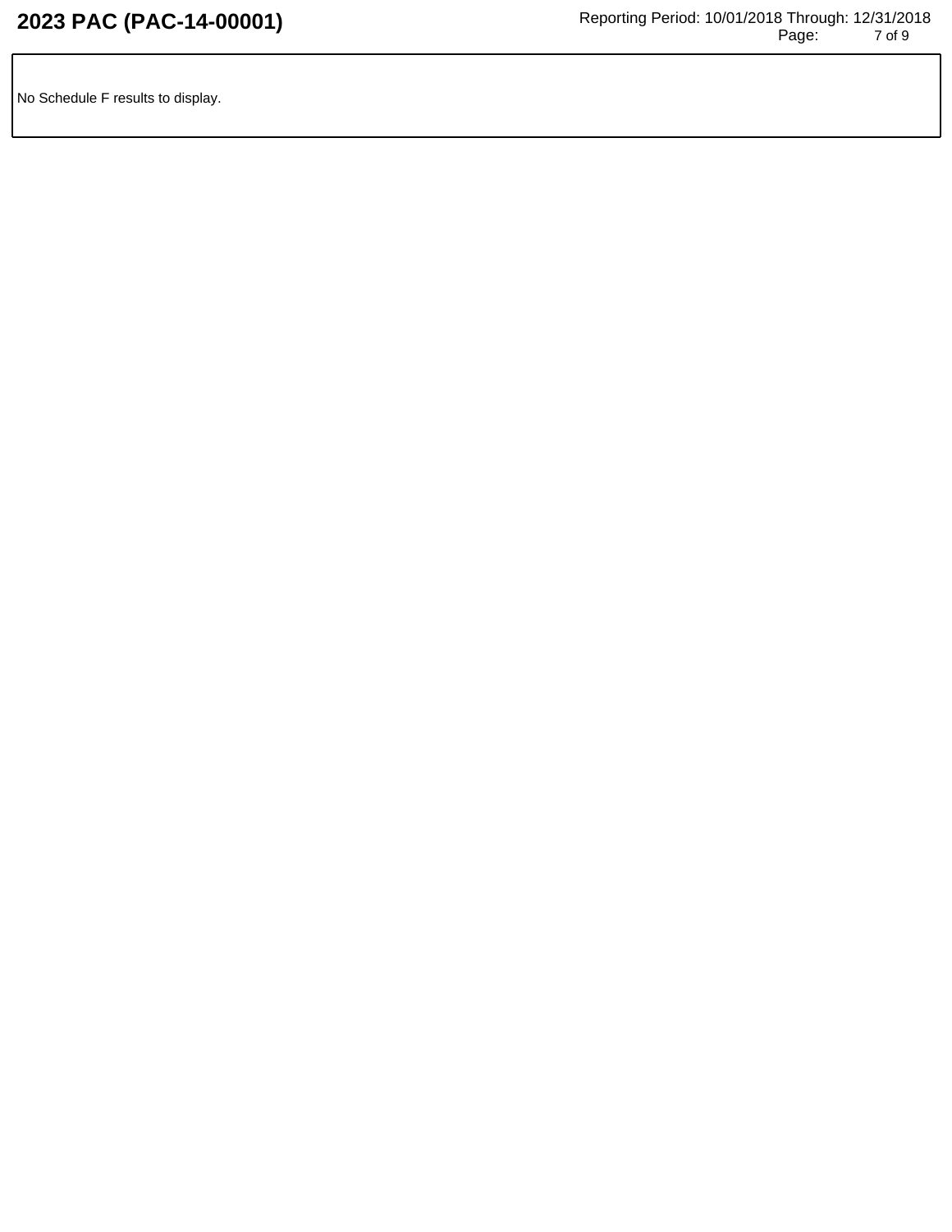No Schedule F results to display.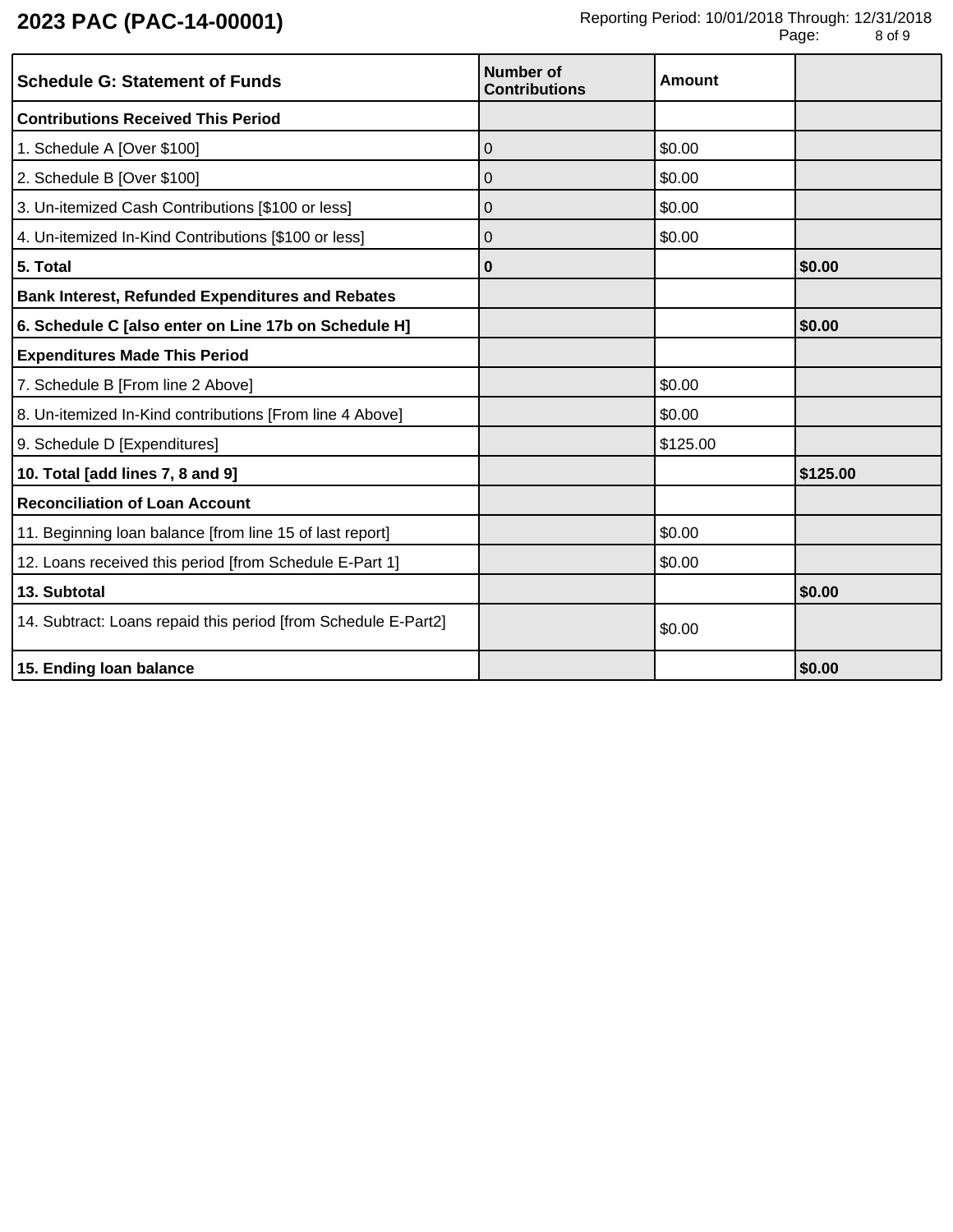# 2023 PAC (PAC-14-00001)

Reporting Period: 10/01/2018 Through: 12/31/2018

| Schedule G: Statement of Funds | Number of Contributions | Amount | |
|---|---|---|---|
| **Contributions Received This Period** | | | |
| 1. Schedule A [Over $100] | 0 | $0.00 | |
| 2. Schedule B [Over $100] | 0 | $0.00 | |
| 3. Un-itemized Cash Contributions [$100 or less] | 0 | $0.00 | |
| 4. Un-itemized In-Kind Contributions [$100 or less] | 0 | $0.00 | |
| **5. Total** | **0** | | **$0.00** |
| **Bank Interest, Refunded Expenditures and Rebates** | | | |
| **6. Schedule C [also enter on Line 17b on Schedule H]** | | | **$0.00** |
| **Expenditures Made This Period** | | | |
| 7. Schedule B [From line 2 Above] | | $0.00 | |
| 8. Un-itemized In-Kind contributions [From line 4 Above] | | $0.00 | |
| 9. Schedule D [Expenditures] | | $125.00 | |
| **10. Total [add lines 7, 8 and 9]** | | | **$125.00** |
| **Reconciliation of Loan Account** | | | |
| 11. Beginning loan balance [from line 15 of last report] | | $0.00 | |
| 12. Loans received this period [from Schedule E-Part 1] | | $0.00 | |
| **13. Subtotal** | | | **$0.00** |
| 14. Subtract: Loans repaid this period [from Schedule E-Part2] | | $0.00 | |
| **15. Ending loan balance** | | | **$0.00** |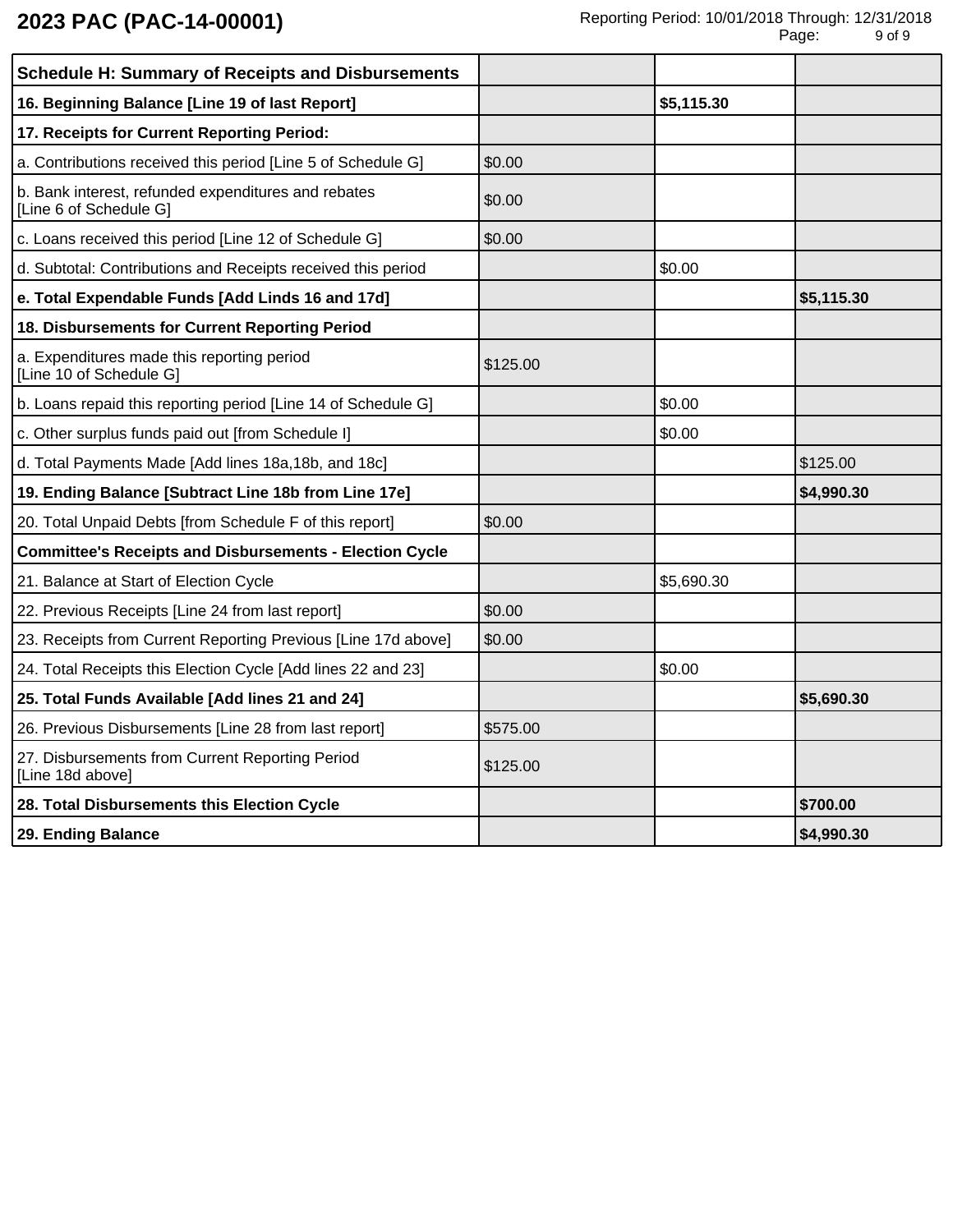| Schedule H: Summary of Receipts and Disbursements | | | |
|---|---|---|---|
| **16. Beginning Balance [Line 19 of last Report]** | | **$5,115.30** | |
| **17. Receipts for Current Reporting Period:** | | | |
| a. Contributions received this period [Line 5 of Schedule G] | $0.00 | | |
| b. Bank interest, refunded expenditures and rebates [Line 6 of Schedule G] | $0.00 | | |
| c. Loans received this period [Line 12 of Schedule G] | $0.00 | | |
| d. Subtotal: Contributions and Receipts received this period | | $0.00 | |
| **e. Total Expendable Funds [Add Linds 16 and 17d]** | | | **$5,115.30** |
| **18. Disbursements for Current Reporting Period** | | | |
| a. Expenditures made this reporting period [Line 10 of Schedule G] | $125.00 | | |
| b. Loans repaid this reporting period [Line 14 of Schedule G] | | $0.00 | |
| c. Other surplus funds paid out [from Schedule I] | | $0.00 | |
| d. Total Payments Made [Add lines 18a,18b, and 18c] | | | $125.00 |
| **19. Ending Balance [Subtract Line 18b from Line 17e]** | | | **$4,990.30** |
| 20. Total Unpaid Debts [from Schedule F of this report] | $0.00 | | |
| **Committee's Receipts and Disbursements - Election Cycle** | | | |
| 21. Balance at Start of Election Cycle | | $5,690.30 | |
| 22. Previous Receipts [Line 24 from last report] | $0.00 | | |
| 23. Receipts from Current Reporting Previous [Line 17d above] | $0.00 | | |
| 24. Total Receipts this Election Cycle [Add lines 22 and 23] | | $0.00 | |
| **25. Total Funds Available [Add lines 21 and 24]** | | | **$5,690.30** |
| 26. Previous Disbursements [Line 28 from last report] | $575.00 | | |
| 27. Disbursements from Current Reporting Period [Line 18d above] | $125.00 | | |
| **28. Total Disbursements this Election Cycle** | | | **$700.00** |
| **29. Ending Balance** | | | **$4,990.30** |